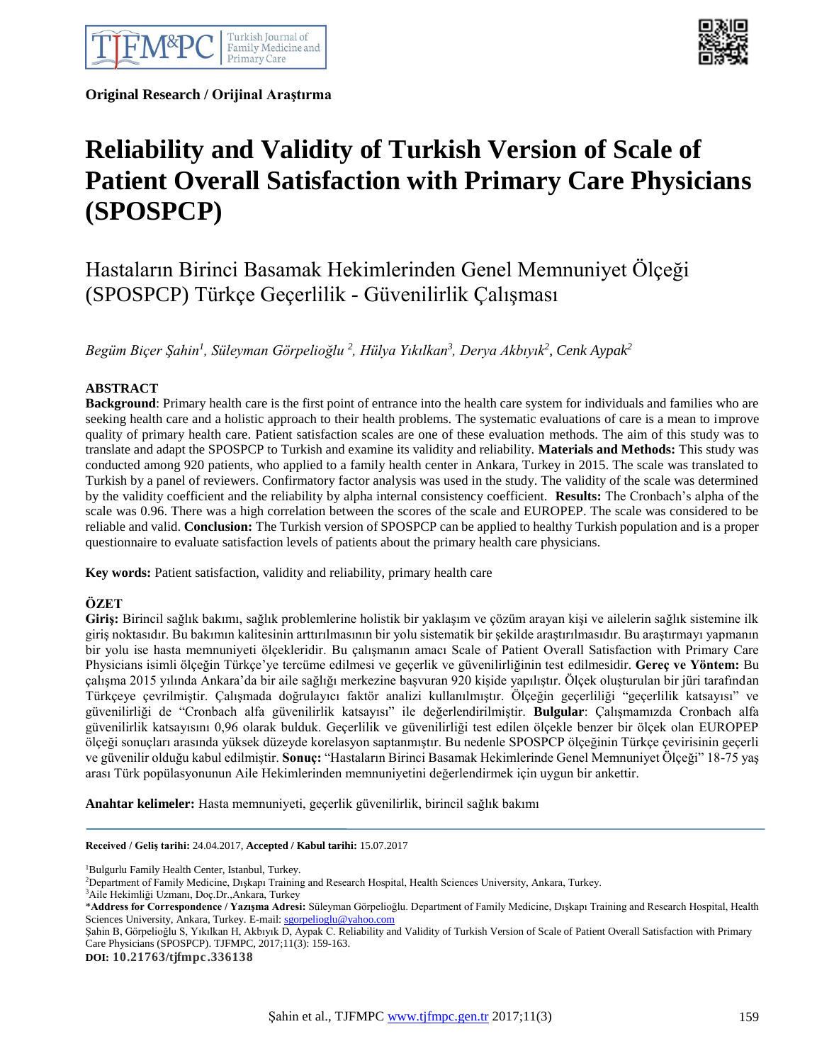**Original Research / Orijinal Araştırma**

# Reliability and Validity of Turkish Version of Scale of Patient Overall Satisfaction with Primary Care Physicians (SPOSPCP)

## Hastaların Birinci Basamak Hekimlerinden Genel Memnuniyet Ölçeği (SPOSPCP) Türkçe Geçerlilik - Güvenilirlik Çalışması

*Begüm Biçer Şahin[1], Süleyman Görpelioğlu [2], Hülya Yıkılkan[3], Derya Akbıyık[2], Cenk Aypak[2]*

### ABSTRACT

**Background**: Primary health care is the first point of entrance into the health care system for individuals and families who are seeking health care and a holistic approach to their health problems. The systematic evaluations of care is a mean to improve quality of primary health care. Patient satisfaction scales are one of these evaluation methods. The aim of this study was to translate and adapt the SPOSPCP to Turkish and examine its validity and reliability. **Materials and Methods:** This study was conducted among 920 patients, who applied to a family health center in Ankara, Turkey in 2015. The scale was translated to Turkish by a panel of reviewers. Confirmatory factor analysis was used in the study. The validity of the scale was determined by the validity coefficient and the reliability by alpha internal consistency coefficient. **Results:** The Cronbach's alpha of the scale was 0.96. There was a high correlation between the scores of the scale and EUROPEP. The scale was considered to be reliable and valid. **Conclusion:** The Turkish version of SPOSPCP can be applied to healthy Turkish population and is a proper questionnaire to evaluate satisfaction levels of patients about the primary health care physicians.

**Key words:** Patient satisfaction, validity and reliability, primary health care

### ÖZET

**Giriş:** Birincil sağlık bakımı, sağlık problemlerine holistik bir yaklaşım ve çözüm arayan kişi ve ailelerin sağlık sistemine ilk giriş noktasıdır. Bu bakımın kalitesinin arttırılmasının bir yolu sistematik bir şekilde araştırılmasıdır. Bu araştırmayı yapmanın bir yolu ise hasta memnuniyeti ölçekleridir. Bu çalışmanın amacı Scale of Patient Overall Satisfaction with Primary Care Physicians isimli ölçeğin Türkçe'ye tercüme edilmesi ve geçerlik ve güvenilirliğinin test edilmesidir. **Gereç ve Yöntem:** Bu çalışma 2015 yılında Ankara'da bir aile sağlığı merkezine başvuran 920 kişide yapılıştır. Ölçek oluşturulan bir jüri tarafından Türkçeye çevrilmiştir. Çalışmada doğrulayıcı faktör analizi kullanılmıştır. Ölçeğin geçerliliği "geçerlilik katsayısı" ve güvenilirliği de "Cronbach alfa güvenilirlik katsayısı" ile değerlendirilmiştir. **Bulgular**: Çalışmamızda Cronbach alfa güvenilirlik katsayısını 0,96 olarak bulduk. Geçerlilik ve güvenilirliği test edilen ölçekle benzer bir ölçek olan EUROPEP ölçeği sonuçları arasında yüksek düzeyde korelasyon saptanmıştır. Bu nedenle SPOSPCP ölçeğinin Türkçe çevirisinin geçerli ve güvenilir olduğu kabul edilmiştir. **Sonuç:** "Hastaların Birinci Basamak Hekimlerinde Genel Memnuniyet Ölçeği" 18-75 yaş arası Türk popülasyonunun Aile Hekimlerinden memnuniyetini değerlendirmek için uygun bir ankettir.

**Anahtar kelimeler:** Hasta memnuniyeti, geçerlik güvenilirlik, birincil sağlık bakımı

---

**Received / Geliş tarihi:** 24.04.2017, **Accepted / Kabul tarihi:** 15.07.2017

[1]Bulgurlu Family Health Center, Istanbul, Turkey.
[2]Department of Family Medicine, Dışkapı Training and Research Hospital, Health Sciences University, Ankara, Turkey.
[3]Aile Hekimliği Uzmanı, Doç.Dr.,Ankara, Turkey

*__Address for Correspondence / Yazışma Adresi:__ Süleyman Görpelioğlu. Department of Family Medicine, Dışkapı Training and Research Hospital, Health Sciences University, Ankara, Turkey. E-mail: sgorpelioglu@yahoo.com

Şahin B, Görpelioğlu S, Yıkılkan H, Akbıyık D, Aypak C. Reliability and Validity of Turkish Version of Scale of Patient Overall Satisfaction with Primary Care Physicians (SPOSPCP). TJFMPC, 2017;11(3): 159-163.

**DOI: 10.21763/tjfmpc.336138**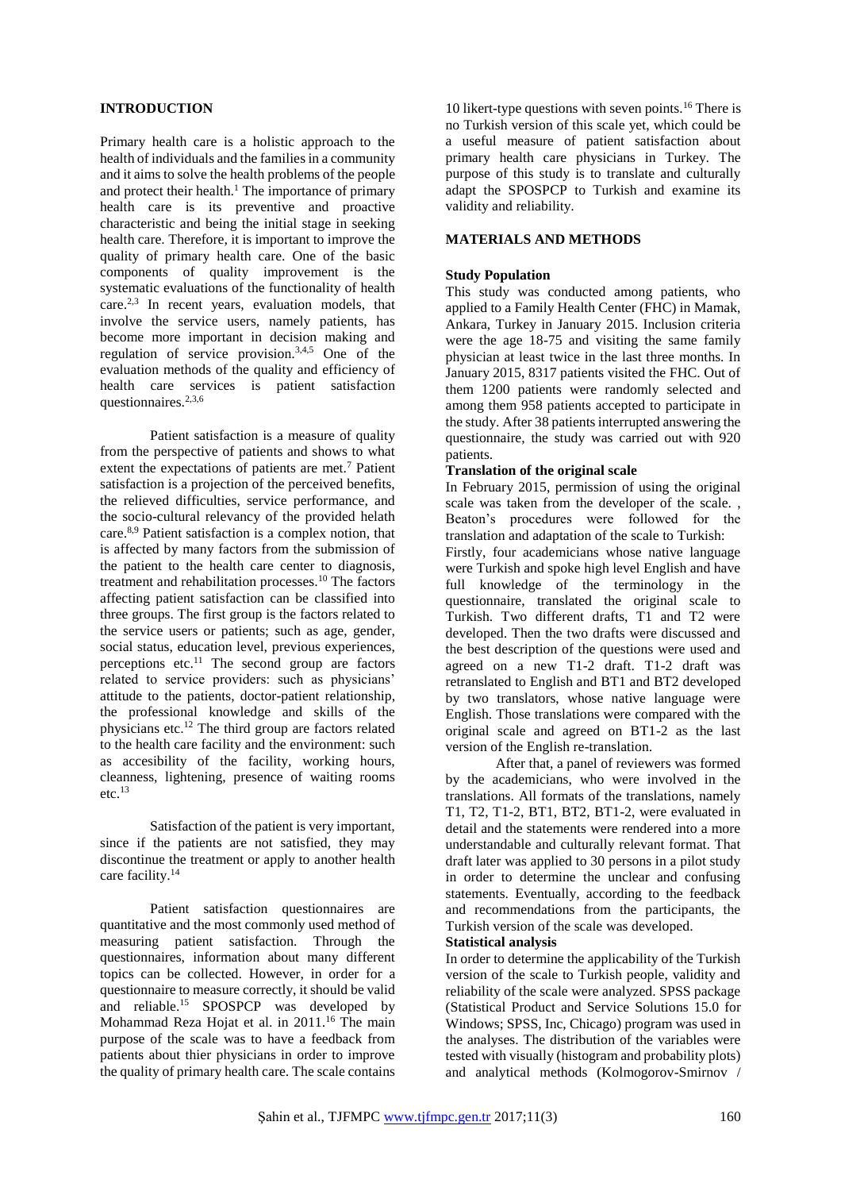## INTRODUCTION

Primary health care is a holistic approach to the health of individuals and the families in a community and it aims to solve the health problems of the people and protect their health.[1] The importance of primary health care is its preventive and proactive characteristic and being the initial stage in seeking health care. Therefore, it is important to improve the quality of primary health care. One of the basic components of quality improvement is the systematic evaluations of the functionality of health care.[2,3] In recent years, evaluation models, that involve the service users, namely patients, has become more important in decision making and regulation of service provision.[3,4,5] One of the evaluation methods of the quality and efficiency of health care services is patient satisfaction questionnaires.[2,3,6]

Patient satisfaction is a measure of quality from the perspective of patients and shows to what extent the expectations of patients are met.[7] Patient satisfaction is a projection of the perceived benefits, the relieved difficulties, service performance, and the socio-cultural relevancy of the provided helath care.[8,9] Patient satisfaction is a complex notion, that is affected by many factors from the submission of the patient to the health care center to diagnosis, treatment and rehabilitation processes.[10] The factors affecting patient satisfaction can be classified into three groups. The first group is the factors related to the service users or patients; such as age, gender, social status, education level, previous experiences, perceptions etc.[11] The second group are factors related to service providers: such as physicians' attitude to the patients, doctor-patient relationship, the professional knowledge and skills of the physicians etc.[12] The third group are factors related to the health care facility and the environment: such as accesibility of the facility, working hours, cleanness, lightening, presence of waiting rooms etc.[13]

Satisfaction of the patient is very important, since if the patients are not satisfied, they may discontinue the treatment or apply to another health care facility.[14]

Patient satisfaction questionnaires are quantitative and the most commonly used method of measuring patient satisfaction. Through the questionnaires, information about many different topics can be collected. However, in order for a questionnaire to measure correctly, it should be valid and reliable.[15] SPOSPCP was developed by Mohammad Reza Hojat et al. in 2011.[16] The main purpose of the scale was to have a feedback from patients about thier physicians in order to improve the quality of primary health care. The scale contains 10 likert-type questions with seven points.[16] There is no Turkish version of this scale yet, which could be a useful measure of patient satisfaction about primary health care physicians in Turkey. The purpose of this study is to translate and culturally adapt the SPOSPCP to Turkish and examine its validity and reliability.

## MATERIALS AND METHODS

### Study Population

This study was conducted among patients, who applied to a Family Health Center (FHC) in Mamak, Ankara, Turkey in January 2015. Inclusion criteria were the age 18-75 and visiting the same family physician at least twice in the last three months. In January 2015, 8317 patients visited the FHC. Out of them 1200 patients were randomly selected and among them 958 patients accepted to participate in the study. After 38 patients interrupted answering the questionnaire, the study was carried out with 920 patients.

### Translation of the original scale

In February 2015, permission of using the original scale was taken from the developer of the scale. , Beaton's procedures were followed for the translation and adaptation of the scale to Turkish:

Firstly, four academicians whose native language were Turkish and spoke high level English and have full knowledge of the terminology in the questionnaire, translated the original scale to Turkish. Two different drafts, T1 and T2 were developed. Then the two drafts were discussed and the best description of the questions were used and agreed on a new T1-2 draft. T1-2 draft was retranslated to English and BT1 and BT2 developed by two translators, whose native language were English. Those translations were compared with the original scale and agreed on BT1-2 as the last version of the English re-translation.

After that, a panel of reviewers was formed by the academicians, who were involved in the translations. All formats of the translations, namely T1, T2, T1-2, BT1, BT2, BT1-2, were evaluated in detail and the statements were rendered into a more understandable and culturally relevant format. That draft later was applied to 30 persons in a pilot study in order to determine the unclear and confusing statements. Eventually, according to the feedback and recommendations from the participants, the Turkish version of the scale was developed.

### Statistical analysis

In order to determine the applicability of the Turkish version of the scale to Turkish people, validity and reliability of the scale were analyzed. SPSS package (Statistical Product and Service Solutions 15.0 for Windows; SPSS, Inc, Chicago) program was used in the analyses. The distribution of the variables were tested with visually (histogram and probability plots) and analytical methods (Kolmogorov-Smirnov /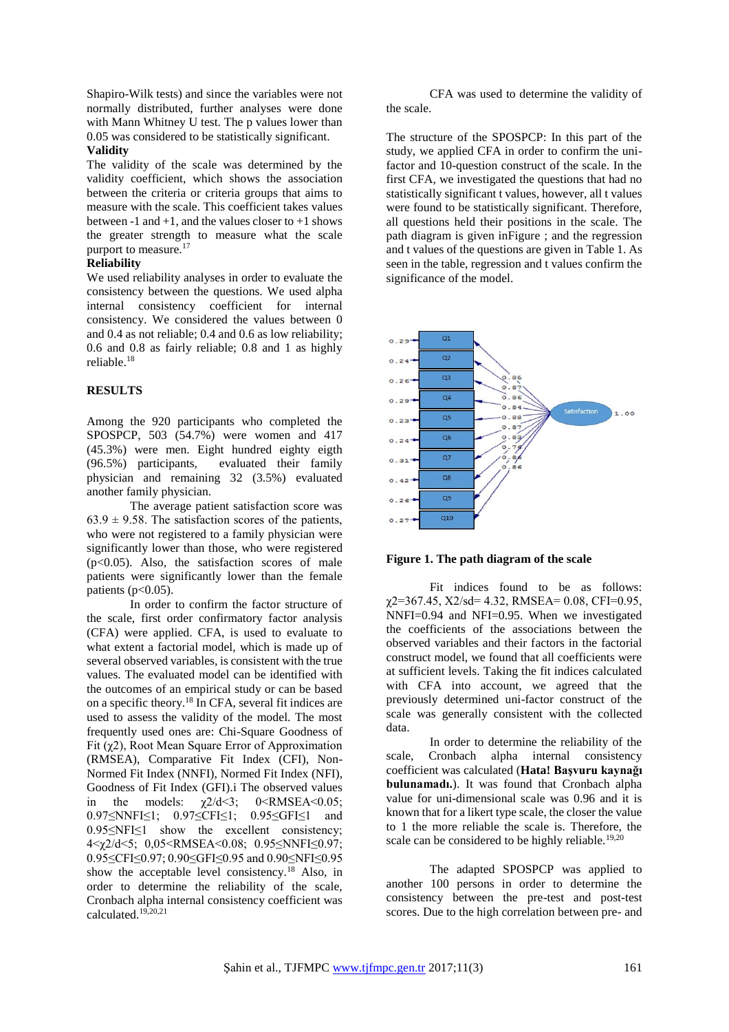Shapiro-Wilk tests) and since the variables were not normally distributed, further analyses were done with Mann Whitney U test. The p values lower than 0.05 was considered to be statistically significant.

**Validity**

The validity of the scale was determined by the validity coefficient, which shows the association between the criteria or criteria groups that aims to measure with the scale. This coefficient takes values between -1 and +1, and the values closer to +1 shows the greater strength to measure what the scale purport to measure.[17]

**Reliability**

We used reliability analyses in order to evaluate the consistency between the questions. We used alpha internal consistency coefficient for internal consistency. We considered the values between 0 and 0.4 as not reliable; 0.4 and 0.6 as low reliability; 0.6 and 0.8 as fairly reliable; 0.8 and 1 as highly reliable.[18]

## RESULTS

Among the 920 participants who completed the SPOSPCP, 503 (54.7%) were women and 417 (45.3%) were men. Eight hundred eighty eigth (96.5%) participants, evaluated their family physician and remaining 32 (3.5%) evaluated another family physician.

The average patient satisfaction score was 63.9 ± 9.58. The satisfaction scores of the patients, who were not registered to a family physician were significantly lower than those, who were registered ($p<0.05$). Also, the satisfaction scores of male patients were significantly lower than the female patients ($p<0.05$).

In order to confirm the factor structure of the scale, first order confirmatory factor analysis (CFA) were applied. CFA, is used to evaluate to what extent a factorial model, which is made up of several observed variables, is consistent with the true values. The evaluated model can be identified with the outcomes of an empirical study or can be based on a specific theory.[18] In CFA, several fit indices are used to assess the validity of the model. The most frequently used ones are: Chi-Square Goodness of Fit ($\chi 2$), Root Mean Square Error of Approximation (RMSEA), Comparative Fit Index (CFI), Non-Normed Fit Index (NNFI), Normed Fit Index (NFI), Goodness of Fit Index (GFI).i The observed values in the models: $\chi 2/d<3$; $0<RMSEA<0.05$; $0.97\leq NNFI\leq 1$; $0.97\leq CFI\leq 1$; $0.95\leq GFI\leq 1$ and $0.95\leq NFI\leq 1$ show the excellent consistency; $4<\chi 2/d<5$; $0{,}05<RMSEA<0.08$; $0.95\leq NNFI\leq 0.97$; $0.95\leq CFI\leq 0.97$; $0.90\leq GFI\leq 0.95$ and $0.90\leq NFI\leq 0.95$ show the acceptable level consistency.[18] Also, in order to determine the reliability of the scale, Cronbach alpha internal consistency coefficient was calculated.[19,20,21]

CFA was used to determine the validity of the scale.

The structure of the SPOSPCP: In this part of the study, we applied CFA in order to confirm the uni-factor and 10-question construct of the scale. In the first CFA, we investigated the questions that had no statistically significant t values, however, all t values were found to be statistically significant. Therefore, all questions held their positions in the scale. The path diagram is given inFigure ; and the regression and t values of the questions are given in Table 1. As seen in the table, regression and t values confirm the significance of the model.

**Figure 1. The path diagram of the scale**

Fit indices found to be as follows: $\chi 2=367.45$, $X2/sd= 4.32$, RMSEA= 0.08, CFI=0.95, NNFI=0.94 and NFI=0.95. When we investigated the coefficients of the associations between the observed variables and their factors in the factorial construct model, we found that all coefficients were at sufficient levels. Taking the fit indices calculated with CFA into account, we agreed that the previously determined uni-factor construct of the scale was generally consistent with the collected data.

In order to determine the reliability of the scale, Cronbach alpha internal consistency coefficient was calculated (**Hata! Başvuru kaynağı bulunamadı.**). It was found that Cronbach alpha value for uni-dimensional scale was 0.96 and it is known that for a likert type scale, the closer the value to 1 the more reliable the scale is. Therefore, the scale can be considered to be highly reliable.[19,20]

The adapted SPOSPCP was applied to another 100 persons in order to determine the consistency between the pre-test and post-test scores. Due to the high correlation between pre- and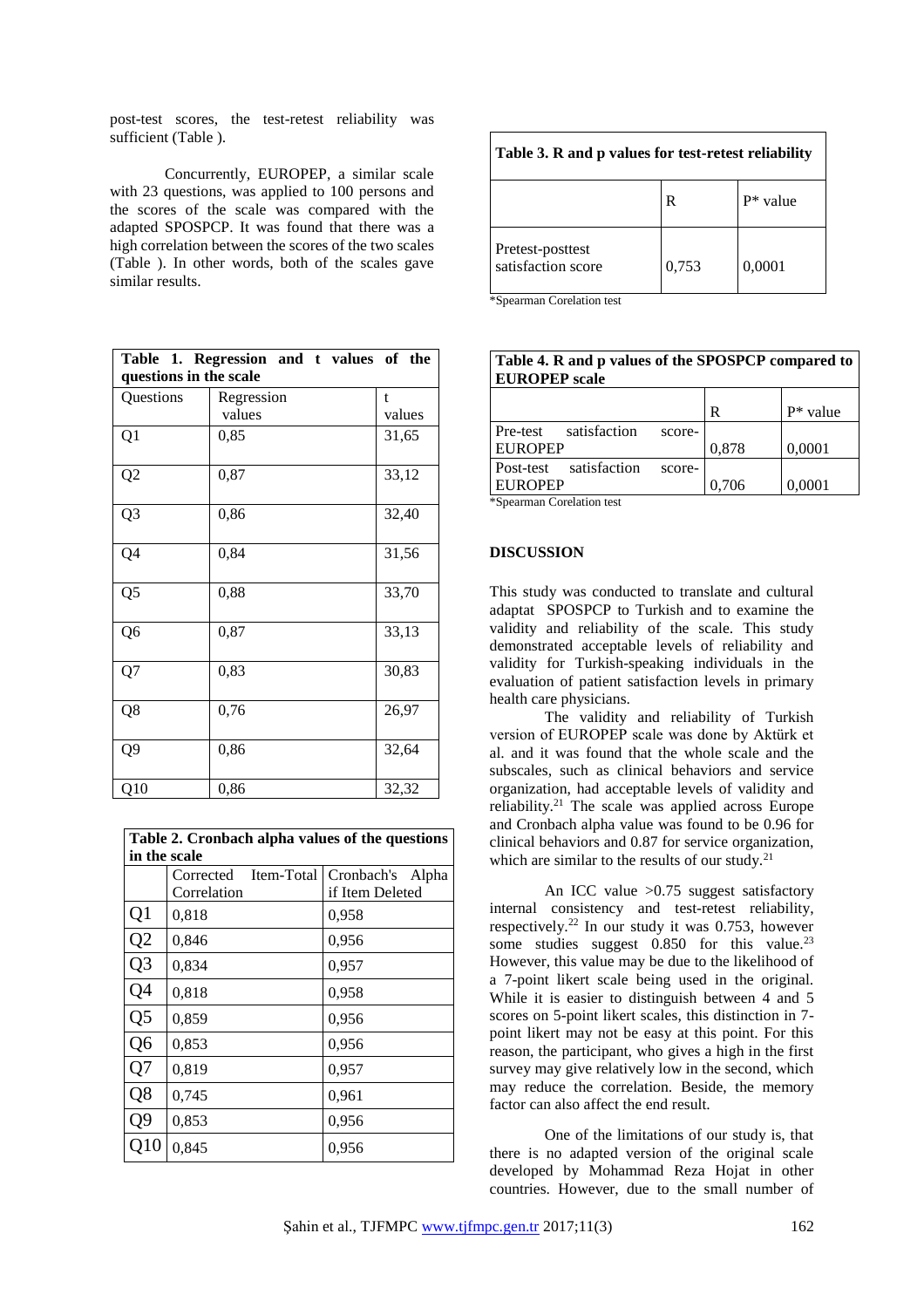post-test scores, the test-retest reliability was sufficient (Table ).

Concurrently, EUROPEP, a similar scale with 23 questions, was applied to 100 persons and the scores of the scale was compared with the adapted SPOSPCP. It was found that there was a high correlation between the scores of the two scales (Table ). In other words, both of the scales gave similar results.

**Table 1. Regression and t values of the questions in the scale**

| Questions | Regression values | t values |
|---|---|---|
| Q1 | 0,85 | 31,65 |
| Q2 | 0,87 | 33,12 |
| Q3 | 0,86 | 32,40 |
| Q4 | 0,84 | 31,56 |
| Q5 | 0,88 | 33,70 |
| Q6 | 0,87 | 33,13 |
| Q7 | 0,83 | 30,83 |
| Q8 | 0,76 | 26,97 |
| Q9 | 0,86 | 32,64 |
| Q10 | 0,86 | 32,32 |

**Table 2. Cronbach alpha values of the questions in the scale**

| | Corrected Item-Total Correlation | Cronbach's Alpha if Item Deleted |
|---|---|---|
| Q1 | 0,818 | 0,958 |
| Q2 | 0,846 | 0,956 |
| Q3 | 0,834 | 0,957 |
| Q4 | 0,818 | 0,958 |
| Q5 | 0,859 | 0,956 |
| Q6 | 0,853 | 0,956 |
| Q7 | 0,819 | 0,957 |
| Q8 | 0,745 | 0,961 |
| Q9 | 0,853 | 0,956 |
| Q10 | 0,845 | 0,956 |

**Table 3. R and p values for test-retest reliability**

| | R | P* value |
|---|---|---|
| Pretest-posttest satisfaction score | 0,753 | 0,0001 |

*Spearman Corelation test

**Table 4. R and p values of the SPOSPCP compared to EUROPEP scale**

| | R | P* value |
|---|---|---|
| Pre-test satisfaction score-EUROPEP | 0,878 | 0,0001 |
| Post-test satisfaction score-EUROPEP | 0,706 | 0,0001 |

*Spearman Corelation test

## DISCUSSION

This study was conducted to translate and cultural adaptat SPOSPCP to Turkish and to examine the validity and reliability of the scale. This study demonstrated acceptable levels of reliability and validity for Turkish-speaking individuals in the evaluation of patient satisfaction levels in primary health care physicians.

The validity and reliability of Turkish version of EUROPEP scale was done by Aktürk et al. and it was found that the whole scale and the subscales, such as clinical behaviors and service organization, had acceptable levels of validity and reliability.[21] The scale was applied across Europe and Cronbach alpha value was found to be 0.96 for clinical behaviors and 0.87 for service organization, which are similar to the results of our study.[21]

An ICC value >0.75 suggest satisfactory internal consistency and test-retest reliability, respectively.[22] In our study it was 0.753, however some studies suggest 0.850 for this value.[23] However, this value may be due to the likelihood of a 7-point likert scale being used in the original. While it is easier to distinguish between 4 and 5 scores on 5-point likert scales, this distinction in 7-point likert may not be easy at this point. For this reason, the participant, who gives a high in the first survey may give relatively low in the second, which may reduce the correlation. Beside, the memory factor can also affect the end result.

One of the limitations of our study is, that there is no adapted version of the original scale developed by Mohammad Reza Hojat in other countries. However, due to the small number of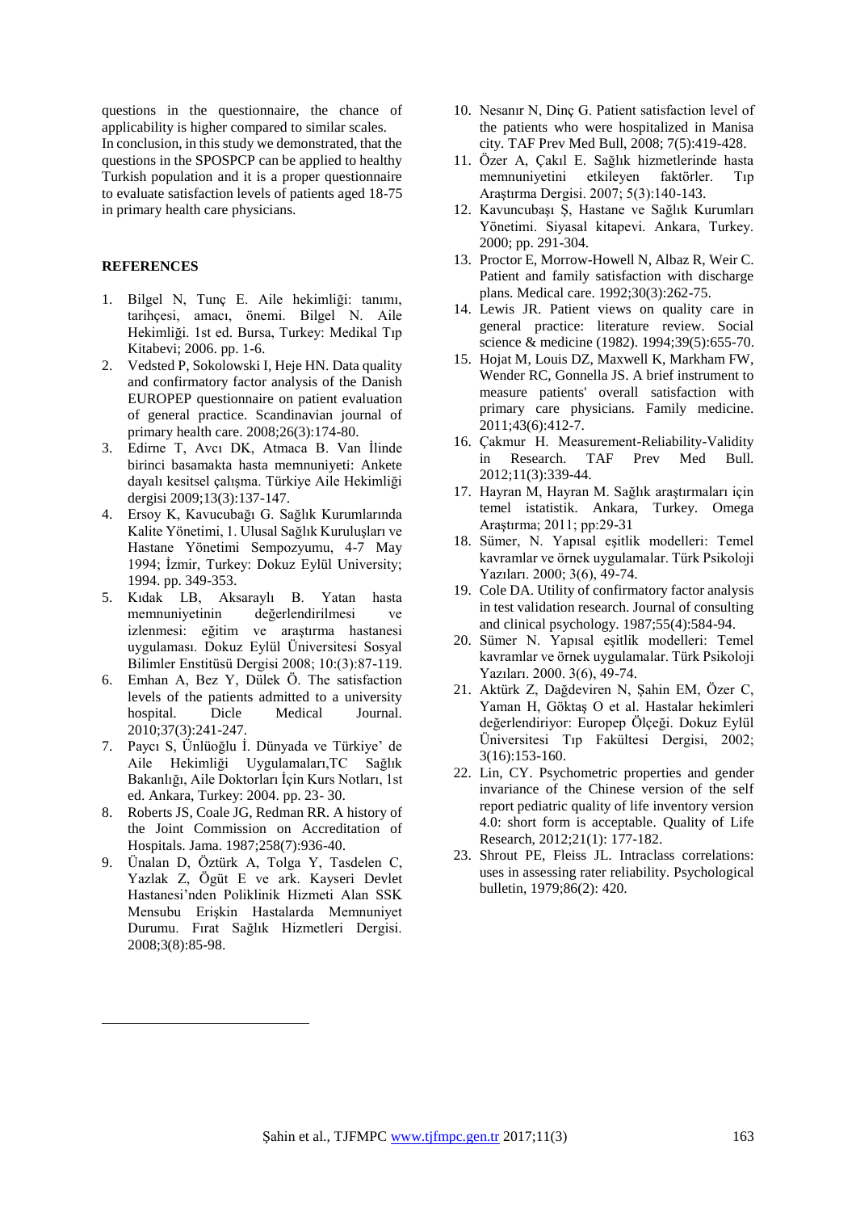questions in the questionnaire, the chance of applicability is higher compared to similar scales.
In conclusion, in this study we demonstrated, that the questions in the SPOSPCP can be applied to healthy Turkish population and it is a proper questionnaire to evaluate satisfaction levels of patients aged 18-75 in primary health care physicians.

## REFERENCES

1. Bilgel N, Tunç E. Aile hekimliği: tanımı, tarihçesi, amacı, önemi. Bilgel N. Aile Hekimliği. 1st ed. Bursa, Turkey: Medikal Tıp Kitabevi; 2006. pp. 1-6.
2. Vedsted P, Sokolowski I, Heje HN. Data quality and confirmatory factor analysis of the Danish EUROPEP questionnaire on patient evaluation of general practice. Scandinavian journal of primary health care. 2008;26(3):174-80.
3. Edirne T, Avcı DK, Atmaca B. Van İlinde birinci basamakta hasta memnuniyeti: Ankete dayalı kesitsel çalışma. Türkiye Aile Hekimliği dergisi 2009;13(3):137-147.
4. Ersoy K, Kavucubağı G. Sağlık Kurumlarında Kalite Yönetimi, 1. Ulusal Sağlık Kuruluşları ve Hastane Yönetimi Sempozyumu, 4-7 May 1994; İzmir, Turkey: Dokuz Eylül University; 1994. pp. 349-353.
5. Kıdak LB, Aksaraylı B. Yatan hasta memnuniyetinin değerlendirilmesi ve izlenmesi: eğitim ve araştırma hastanesi uygulaması. Dokuz Eylül Üniversitesi Sosyal Bilimler Enstitüsü Dergisi 2008; 10:(3):87-119.
6. Emhan A, Bez Y, Dülek Ö. The satisfaction levels of the patients admitted to a university hospital. Dicle Medical Journal. 2010;37(3):241-247.
7. Paycı S, Ünlüoğlu İ. Dünyada ve Türkiye' de Aile Hekimliği Uygulamaları,TC Sağlık Bakanlığı, Aile Doktorları İçin Kurs Notları, 1st ed. Ankara, Turkey: 2004. pp. 23- 30.
8. Roberts JS, Coale JG, Redman RR. A history of the Joint Commission on Accreditation of Hospitals. Jama. 1987;258(7):936-40.
9. Ünalan D, Öztürk A, Tolga Y, Tasdelen C, Yazlak Z, Ögüt E ve ark. Kayseri Devlet Hastanesi'nden Poliklinik Hizmeti Alan SSK Mensubu Erişkin Hastalarda Memnuniyet Durumu. Fırat Sağlık Hizmetleri Dergisi. 2008;3(8):85-98.
10. Nesanır N, Dinç G. Patient satisfaction level of the patients who were hospitalized in Manisa city. TAF Prev Med Bull, 2008; 7(5):419-428.
11. Özer A, Çakıl E. Sağlık hizmetlerinde hasta memnuniyetini etkileyen faktörler. Tıp Araştırma Dergisi. 2007; 5(3):140-143.
12. Kavuncubaşı Ş, Hastane ve Sağlık Kurumları Yönetimi. Siyasal kitapevi. Ankara, Turkey. 2000; pp. 291-304.
13. Proctor E, Morrow-Howell N, Albaz R, Weir C. Patient and family satisfaction with discharge plans. Medical care. 1992;30(3):262-75.
14. Lewis JR. Patient views on quality care in general practice: literature review. Social science & medicine (1982). 1994;39(5):655-70.
15. Hojat M, Louis DZ, Maxwell K, Markham FW, Wender RC, Gonnella JS. A brief instrument to measure patients' overall satisfaction with primary care physicians. Family medicine. 2011;43(6):412-7.
16. Çakmur H. Measurement-Reliability-Validity in Research. TAF Prev Med Bull. 2012;11(3):339-44.
17. Hayran M, Hayran M. Sağlık araştırmaları için temel istatistik. Ankara, Turkey. Omega Araştırma; 2011; pp:29-31
18. Sümer, N. Yapısal eşitlik modelleri: Temel kavramlar ve örnek uygulamalar. Türk Psikoloji Yazıları. 2000; 3(6), 49-74.
19. Cole DA. Utility of confirmatory factor analysis in test validation research. Journal of consulting and clinical psychology. 1987;55(4):584-94.
20. Sümer N. Yapısal eşitlik modelleri: Temel kavramlar ve örnek uygulamalar. Türk Psikoloji Yazıları. 2000. 3(6), 49-74.
21. Aktürk Z, Dağdeviren N, Şahin EM, Özer C, Yaman H, Göktaş O et al. Hastalar hekimleri değerlendiriyor: Europep Ölçeği. Dokuz Eylül Üniversitesi Tıp Fakültesi Dergisi, 2002; 3(16):153-160.
22. Lin, CY. Psychometric properties and gender invariance of the Chinese version of the self report pediatric quality of life inventory version 4.0: short form is acceptable. Quality of Life Research, 2012;21(1): 177-182.
23. Shrout PE, Fleiss JL. Intraclass correlations: uses in assessing rater reliability. Psychological bulletin, 1979;86(2): 420.